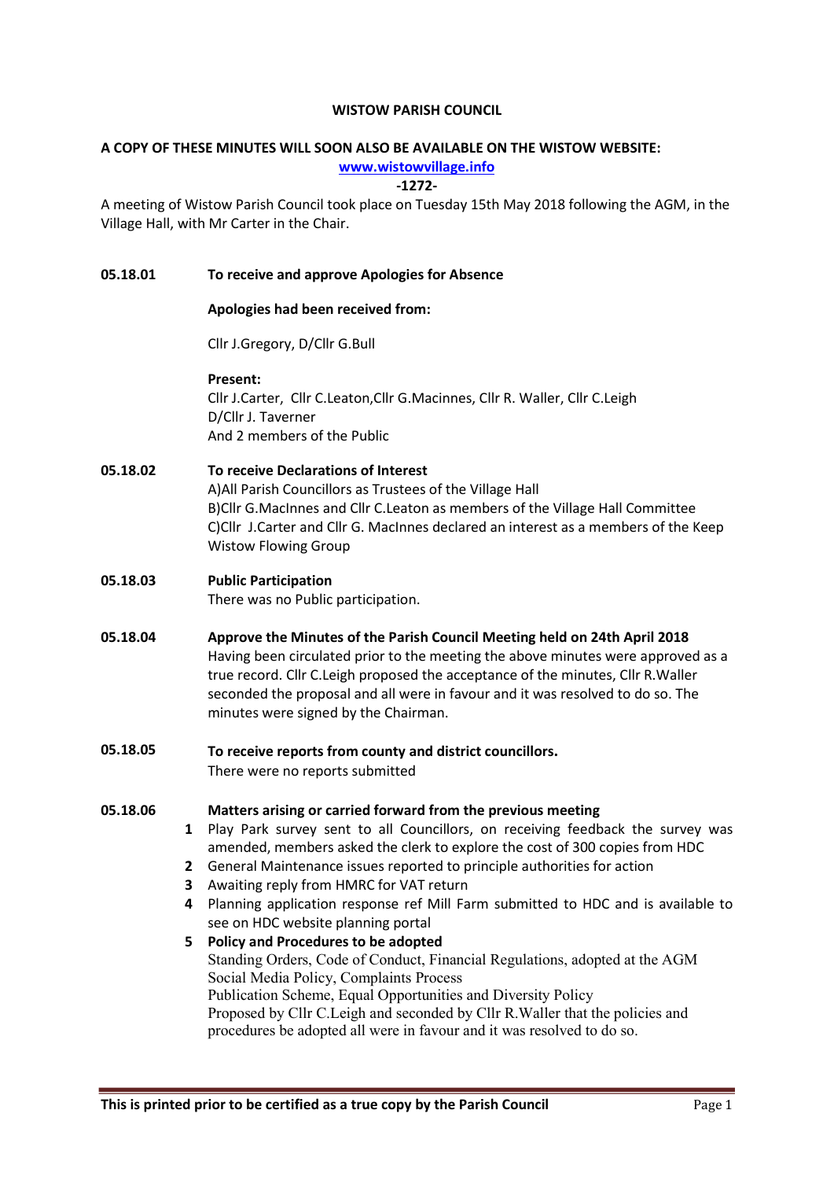**WISTOW PARISH COUNCIL**

**A COPY OF THESE MINUTES WILL SOON ALSO BE AVAILABLE ON THE WISTOW WEBSITE:**

**[www.wistowvillage.info](http://www.wistowvillage.info)**

**-1272-**

A meeting of Wistow Parish Council took place on Tuesday 15th May 2018 following the AGM, in the Village Hall, with Mr Carter in the Chair.

**05.18.01 To receive and approve Apologies for Absence**

**Apologies had been received from:**

Cllr J.Gregory, D/Cllr G.Bull

**Present:**

Cllr J.Carter, Cllr C.Leaton,Cllr G.Macinnes, Cllr R. Waller, Cllr C.Leigh
D/Cllr J. Taverner
And 2 members of the Public

**05.18.02 To receive Declarations of Interest**

A)All Parish Councillors as Trustees of the Village Hall
B)Cllr G.MacInnes and Cllr C.Leaton as members of the Village Hall Committee
C)Cllr J.Carter and Cllr G. MacInnes declared an interest as a members of the Keep Wistow Flowing Group

**05.18.03 Public Participation**

There was no Public participation.

**05.18.04 Approve the Minutes of the Parish Council Meeting held on 24th April 2018**

Having been circulated prior to the meeting the above minutes were approved as a true record. Cllr C.Leigh proposed the acceptance of the minutes, Cllr R.Waller seconded the proposal and all were in favour and it was resolved to do so. The minutes were signed by the Chairman.

**05.18.05 To receive reports from county and district councillors.**

There were no reports submitted

**05.18.06 Matters arising or carried forward from the previous meeting**

1. Play Park survey sent to all Councillors, on receiving feedback the survey was amended, members asked the clerk to explore the cost of 300 copies from HDC
2. General Maintenance issues reported to principle authorities for action
3. Awaiting reply from HMRC for VAT return
4. Planning application response ref Mill Farm submitted to HDC and is available to see on HDC website planning portal
5. **Policy and Procedures to be adopted**
   Standing Orders, Code of Conduct, Financial Regulations, adopted at the AGM
   Social Media Policy, Complaints Process
   Publication Scheme, Equal Opportunities and Diversity Policy
   Proposed by Cllr C.Leigh and seconded by Cllr R.Waller that the policies and procedures be adopted all were in favour and it was resolved to do so.

**This is printed prior to be certified as a true copy by the Parish Council**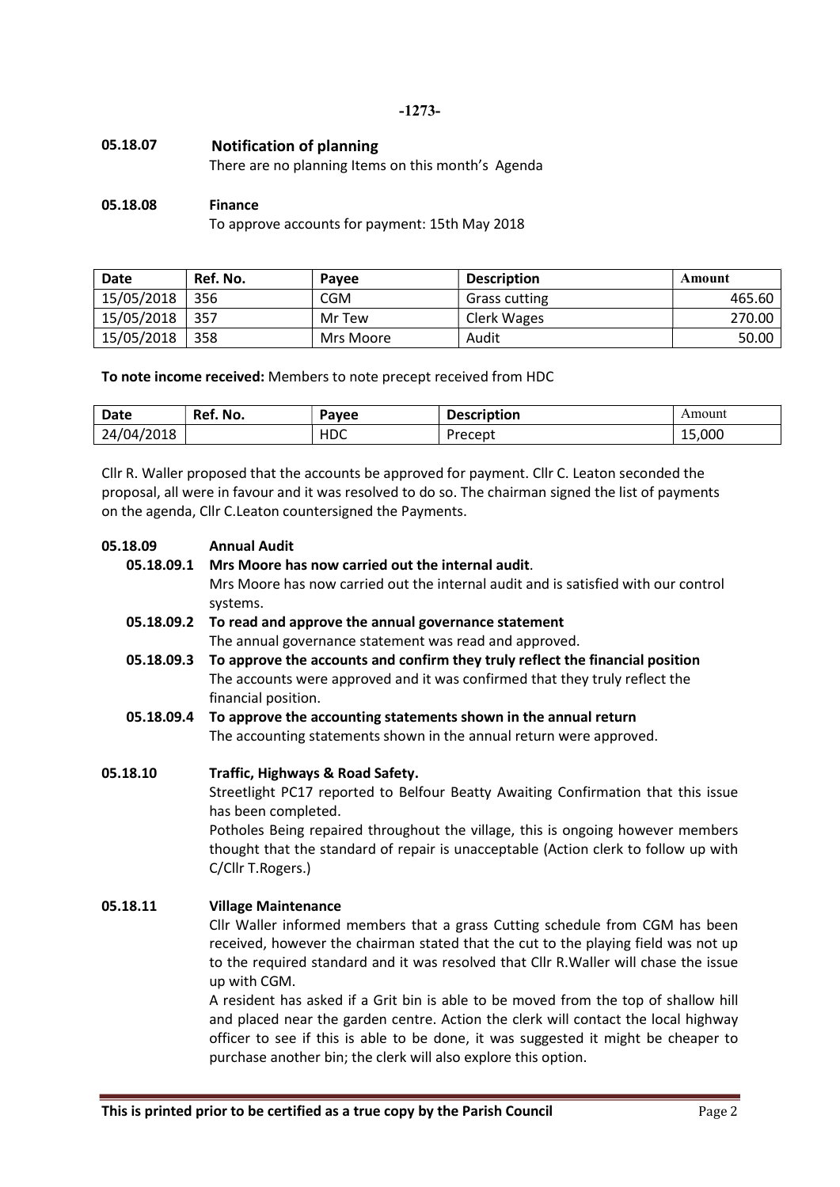-1273-

**05.18.07 Notification of planning**

There are no planning Items on this month's Agenda

**05.18.08 Finance**

To approve accounts for payment: 15th May 2018

| Date | Ref. No. | Payee | Description | Amount |
|---|---|---|---|---|
| 15/05/2018 | 356 | CGM | Grass cutting | 465.60 |
| 15/05/2018 | 357 | Mr Tew | Clerk Wages | 270.00 |
| 15/05/2018 | 358 | Mrs Moore | Audit | 50.00 |

**To note income received:** Members to note precept received from HDC

| Date | Ref. No. | Payee | Description | Amount |
|---|---|---|---|---|
| 24/04/2018 | | HDC | Precept | 15,000 |

Cllr R. Waller proposed that the accounts be approved for payment. Cllr C. Leaton seconded the proposal, all were in favour and it was resolved to do so. The chairman signed the list of payments on the agenda, Cllr C.Leaton countersigned the Payments.

**05.18.09 Annual Audit**

**05.18.09.1 Mrs Moore has now carried out the internal audit**.

Mrs Moore has now carried out the internal audit and is satisfied with our control systems.

**05.18.09.2 To read and approve the annual governance statement**

The annual governance statement was read and approved.

**05.18.09.3 To approve the accounts and confirm they truly reflect the financial position**

The accounts were approved and it was confirmed that they truly reflect the financial position.

**05.18.09.4 To approve the accounting statements shown in the annual return**

The accounting statements shown in the annual return were approved.

**05.18.10 Traffic, Highways & Road Safety.**

Streetlight PC17 reported to Belfour Beatty Awaiting Confirmation that this issue has been completed.

Potholes Being repaired throughout the village, this is ongoing however members thought that the standard of repair is unacceptable (Action clerk to follow up with C/Cllr T.Rogers.)

**05.18.11 Village Maintenance**

Cllr Waller informed members that a grass Cutting schedule from CGM has been received, however the chairman stated that the cut to the playing field was not up to the required standard and it was resolved that Cllr R.Waller will chase the issue up with CGM.

A resident has asked if a Grit bin is able to be moved from the top of shallow hill and placed near the garden centre. Action the clerk will contact the local highway officer to see if this is able to be done, it was suggested it might be cheaper to purchase another bin; the clerk will also explore this option.

**This is printed prior to be certified as a true copy by the Parish Council**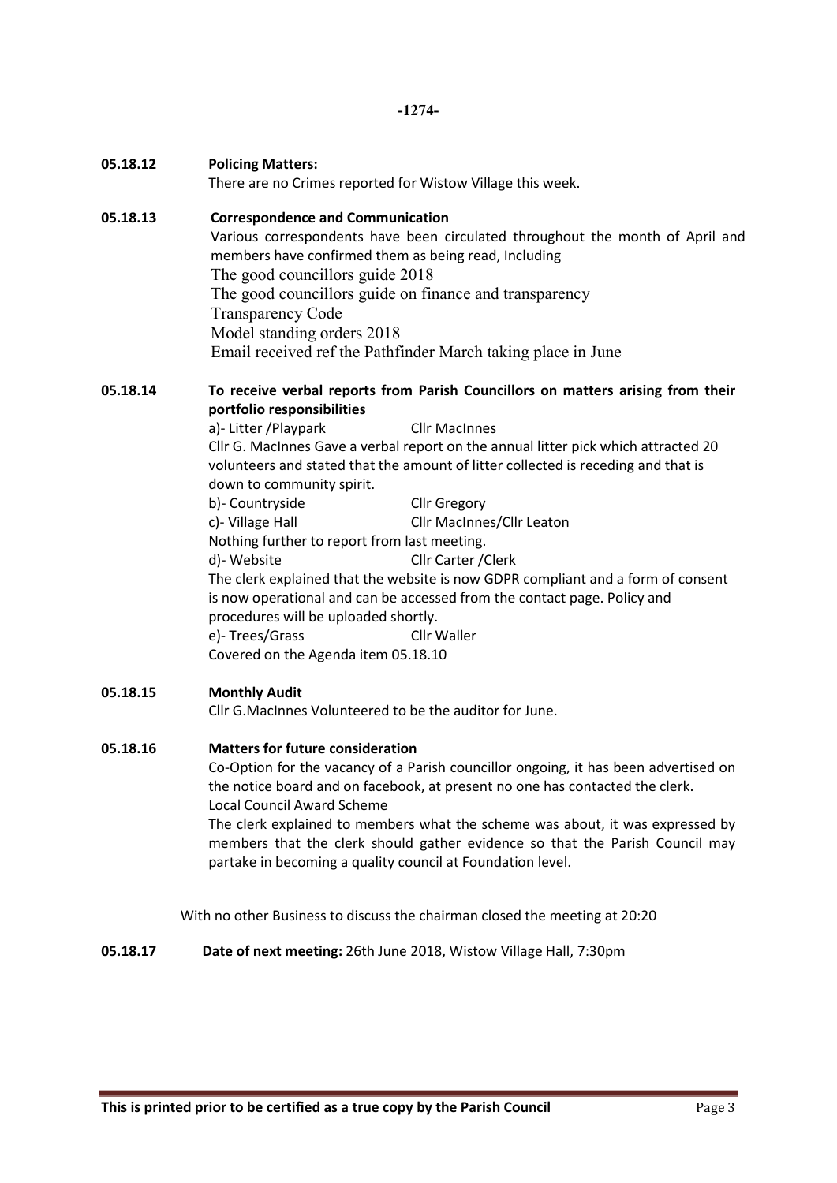**05.18.12 Policing Matters:**
There are no Crimes reported for Wistow Village this week.

**05.18.13 Correspondence and Communication**
Various correspondents have been circulated throughout the month of April and members have confirmed them as being read, Including
The good councillors guide 2018
The good councillors guide on finance and transparency
Transparency Code
Model standing orders 2018
Email received ref the Pathfinder March taking place in June

**05.18.14 To receive verbal reports from Parish Councillors on matters arising from their portfolio responsibilities**

a)- Litter /Playpark Cllr MacInnes
Cllr G. MacInnes Gave a verbal report on the annual litter pick which attracted 20 volunteers and stated that the amount of litter collected is receding and that is down to community spirit.
b)- Countryside Cllr Gregory
c)- Village Hall Cllr MacInnes/Cllr Leaton
Nothing further to report from last meeting.
d)- Website Cllr Carter /Clerk
The clerk explained that the website is now GDPR compliant and a form of consent is now operational and can be accessed from the contact page. Policy and procedures will be uploaded shortly.
e)- Trees/Grass Cllr Waller
Covered on the Agenda item 05.18.10

**05.18.15 Monthly Audit**
Cllr G.MacInnes Volunteered to be the auditor for June.

**05.18.16 Matters for future consideration**
Co-Option for the vacancy of a Parish councillor ongoing, it has been advertised on the notice board and on facebook, at present no one has contacted the clerk.
Local Council Award Scheme
The clerk explained to members what the scheme was about, it was expressed by members that the clerk should gather evidence so that the Parish Council may partake in becoming a quality council at Foundation level.

With no other Business to discuss the chairman closed the meeting at 20:20

**05.18.17 Date of next meeting:** 26th June 2018, Wistow Village Hall, 7:30pm

**This is printed prior to be certified as a true copy by the Parish Council**